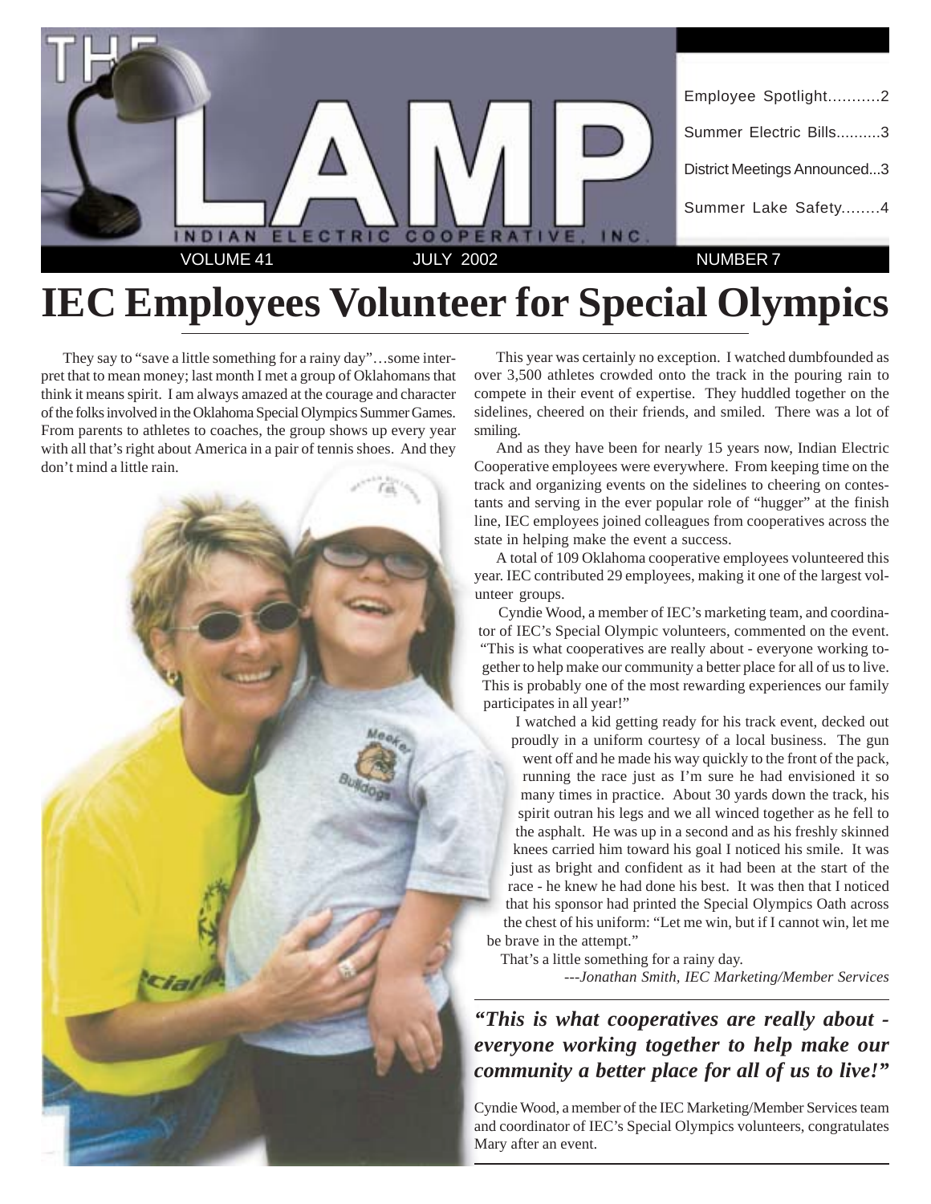# THE LAMP

INDIAN ELECTRIC COOPERATIVE, INC.

VOLUME 41 JULY 2002 NUMBER 7

- Employee Spotlight...........2
- Summer Electric Bills..........3
- District Meetings Announced...3
- Summer Lake Safety........4

# IEC Employees Volunteer for Special Olympics

They say to "save a little something for a rainy day"…some interpret that to mean money; last month I met a group of Oklahomans that think it means spirit. I am always amazed at the courage and character of the folks involved in the Oklahoma Special Olympics Summer Games. From parents to athletes to coaches, the group shows up every year with all that's right about America in a pair of tennis shoes. And they don't mind a little rain.

This year was certainly no exception. I watched dumbfounded as over 3,500 athletes crowded onto the track in the pouring rain to compete in their event of expertise. They huddled together on the sidelines, cheered on their friends, and smiled. There was a lot of smiling.

And as they have been for nearly 15 years now, Indian Electric Cooperative employees were everywhere. From keeping time on the track and organizing events on the sidelines to cheering on contestants and serving in the ever popular role of "hugger" at the finish line, IEC employees joined colleagues from cooperatives across the state in helping make the event a success.

A total of 109 Oklahoma cooperative employees volunteered this year. IEC contributed 29 employees, making it one of the largest volunteer groups.

Cyndie Wood, a member of IEC's marketing team, and coordinator of IEC's Special Olympic volunteers, commented on the event. "This is what cooperatives are really about - everyone working together to help make our community a better place for all of us to live. This is probably one of the most rewarding experiences our family participates in all year!"

I watched a kid getting ready for his track event, decked out proudly in a uniform courtesy of a local business. The gun went off and he made his way quickly to the front of the pack, running the race just as I'm sure he had envisioned it so many times in practice. About 30 yards down the track, his spirit outran his legs and we all winced together as he fell to the asphalt. He was up in a second and as his freshly skinned knees carried him toward his goal I noticed his smile. It was just as bright and confident as it had been at the start of the race - he knew he had done his best. It was then that I noticed that his sponsor had printed the Special Olympics Oath across the chest of his uniform: "Let me win, but if I cannot win, let me be brave in the attempt."

That's a little something for a rainy day.

*---Jonathan Smith, IEC Marketing/Member Services*

***"This is what cooperatives are really about - everyone working together to help make our community a better place for all of us to live!"***

Cyndie Wood, a member of the IEC Marketing/Member Services team and coordinator of IEC's Special Olympics volunteers, congratulates Mary after an event.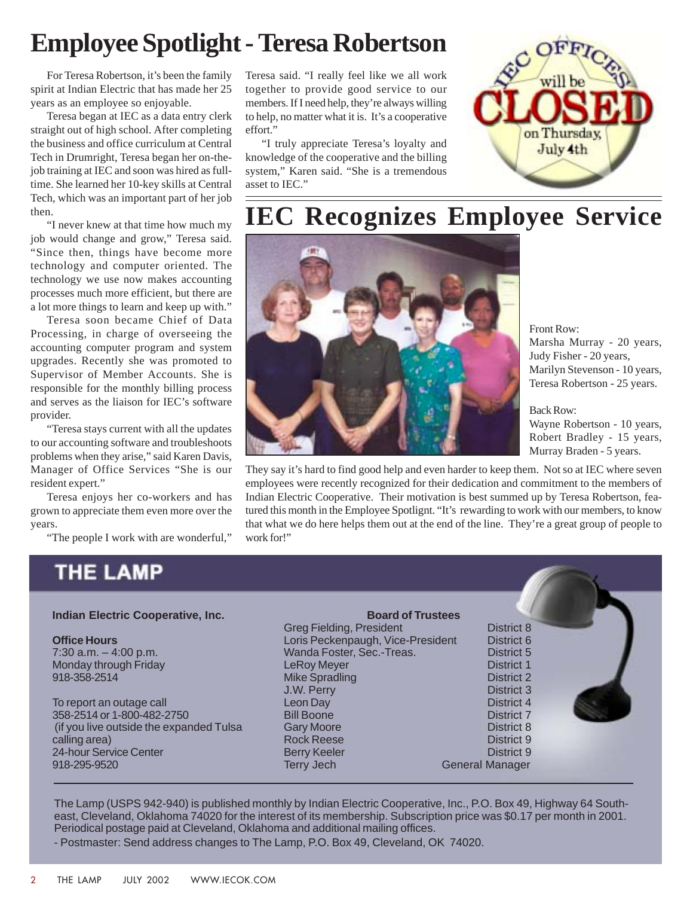# Employee Spotlight - Teresa Robertson

For Teresa Robertson, it's been the family spirit at Indian Electric that has made her 25 years as an employee so enjoyable.

Teresa began at IEC as a data entry clerk straight out of high school. After completing the business and office curriculum at Central Tech in Drumright, Teresa began her on-the-job training at IEC and soon was hired as full-time. She learned her 10-key skills at Central Tech, which was an important part of her job then.

"I never knew at that time how much my job would change and grow," Teresa said. "Since then, things have become more technology and computer oriented. The technology we use now makes accounting processes much more efficient, but there are a lot more things to learn and keep up with."

Teresa soon became Chief of Data Processing, in charge of overseeing the accounting computer program and system upgrades. Recently she was promoted to Supervisor of Member Accounts. She is responsible for the monthly billing process and serves as the liaison for IEC's software provider.

"Teresa stays current with all the updates to our accounting software and troubleshoots problems when they arise," said Karen Davis, Manager of Office Services "She is our resident expert."

Teresa enjoys her co-workers and has grown to appreciate them even more over the years.

"The people I work with are wonderful," Teresa said. "I really feel like we all work together to provide good service to our members. If I need help, they're always willing to help, no matter what it is. It's a cooperative effort."

"I truly appreciate Teresa's loyalty and knowledge of the cooperative and the billing system," Karen said. "She is a tremendous asset to IEC."

IEC OFFICES will be CLOSED on Thursday, July 4th

# IEC Recognizes Employee Service

Front Row:
Marsha Murray - 20 years,
Judy Fisher - 20 years,
Marilyn Stevenson - 10 years,
Teresa Robertson - 25 years.

Back Row:
Wayne Robertson - 10 years,
Robert Bradley - 15 years,
Murray Braden - 5 years.

They say it's hard to find good help and even harder to keep them. Not so at IEC where seven employees were recently recognized for their dedication and commitment to the members of Indian Electric Cooperative. Their motivation is best summed up by Teresa Robertson, featured this month in the Employee Spotlignt. "It's rewarding to work with our members, to know that what we do here helps them out at the end of the line. They're a great group of people to work for!"

## THE LAMP

**Indian Electric Cooperative, Inc.**

**Office Hours**
7:30 a.m. – 4:00 p.m.
Monday through Friday
918-358-2514

To report an outage call
358-2514 or 1-800-482-2750
(if you live outside the expanded Tulsa calling area)
24-hour Service Center
918-295-9520

**Board of Trustees**

| Name | District |
|---|---|
| Greg Fielding, President | District 8 |
| Loris Peckenpaugh, Vice-President | District 6 |
| Wanda Foster, Sec.-Treas. | District 5 |
| LeRoy Meyer | District 1 |
| Mike Spradling | District 2 |
| J.W. Perry | District 3 |
| Leon Day | District 4 |
| Bill Boone | District 7 |
| Gary Moore | District 8 |
| Rock Reese | District 9 |
| Berry Keeler | District 9 |
| Terry Jech | General Manager |

The Lamp (USPS 942-940) is published monthly by Indian Electric Cooperative, Inc., P.O. Box 49, Highway 64 Southeast, Cleveland, Oklahoma 74020 for the interest of its membership. Subscription price was $0.17 per month in 2001. Periodical postage paid at Cleveland, Oklahoma and additional mailing offices.

- Postmaster: Send address changes to The Lamp, P.O. Box 49, Cleveland, OK 74020.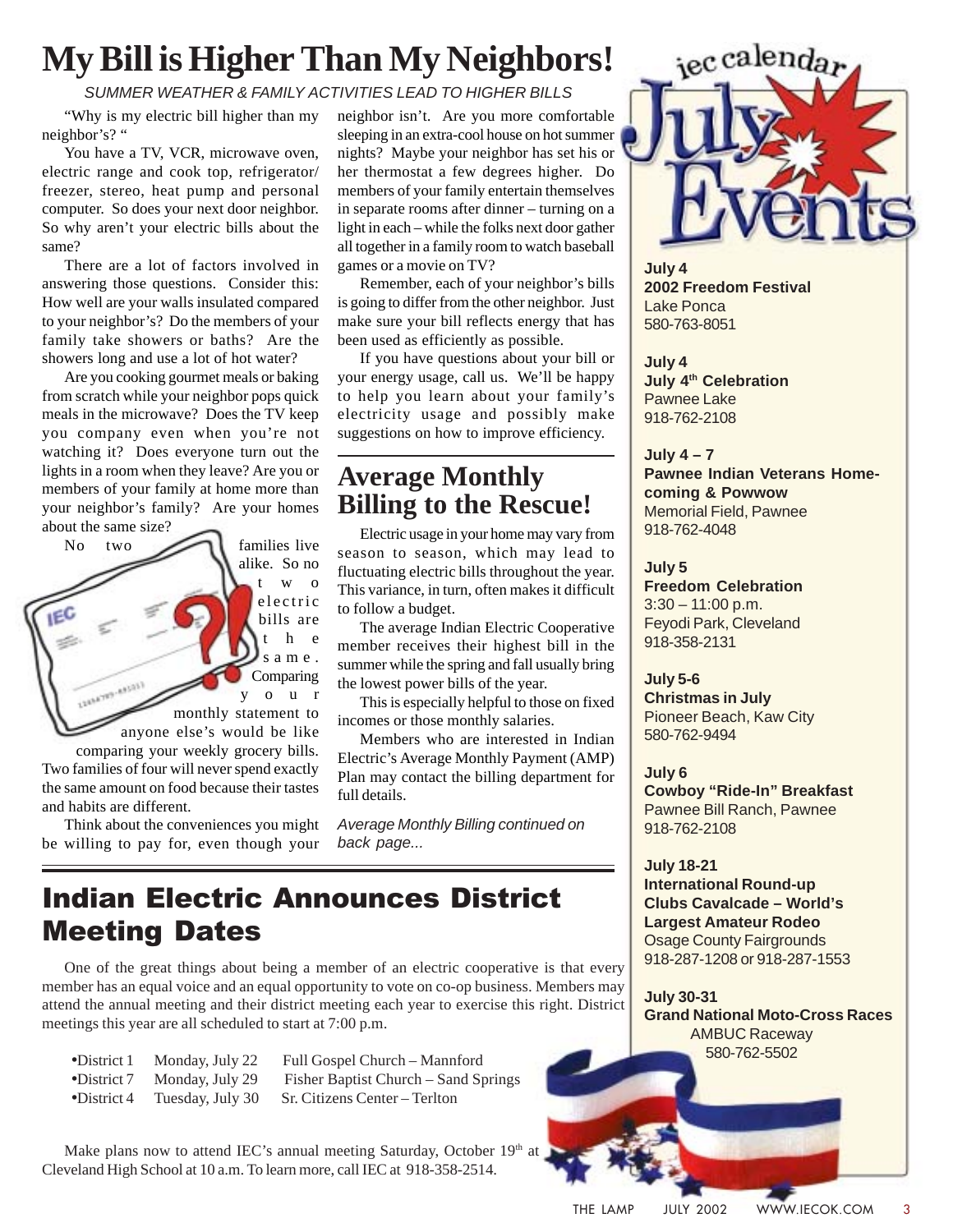# My Bill is Higher Than My Neighbors!

*SUMMER WEATHER & FAMILY ACTIVITIES LEAD TO HIGHER BILLS*

"Why is my electric bill higher than my neighbor's? "

You have a TV, VCR, microwave oven, electric range and cook top, refrigerator/ freezer, stereo, heat pump and personal computer. So does your next door neighbor. So why aren't your electric bills about the same?

There are a lot of factors involved in answering those questions. Consider this: How well are your walls insulated compared to your neighbor's? Do the members of your family take showers or baths? Are the showers long and use a lot of hot water?

Are you cooking gourmet meals or baking from scratch while your neighbor pops quick meals in the microwave? Does the TV keep you company even when you're not watching it? Does everyone turn out the lights in a room when they leave? Are you or members of your family at home more than your neighbor's family? Are your homes about the same size?

No two families live alike. So no two electric bills are the same. Comparing your monthly statement to anyone else's would be like comparing your weekly grocery bills. Two families of four will never spend exactly the same amount on food because their tastes and habits are different.

Think about the conveniences you might be willing to pay for, even though your neighbor isn't. Are you more comfortable sleeping in an extra-cool house on hot summer nights? Maybe your neighbor has set his or her thermostat a few degrees higher. Do members of your family entertain themselves in separate rooms after dinner – turning on a light in each – while the folks next door gather all together in a family room to watch baseball games or a movie on TV?

Remember, each of your neighbor's bills is going to differ from the other neighbor. Just make sure your bill reflects energy that has been used as efficiently as possible.

If you have questions about your bill or your energy usage, call us. We'll be happy to help you learn about your family's electricity usage and possibly make suggestions on how to improve efficiency.

## Average Monthly Billing to the Rescue!

Electric usage in your home may vary from season to season, which may lead to fluctuating electric bills throughout the year. This variance, in turn, often makes it difficult to follow a budget.

The average Indian Electric Cooperative member receives their highest bill in the summer while the spring and fall usually bring the lowest power bills of the year.

This is especially helpful to those on fixed incomes or those monthly salaries.

Members who are interested in Indian Electric's Average Monthly Payment (AMP) Plan may contact the billing department for full details.

*Average Monthly Billing continued on back page...*

## Indian Electric Announces District Meeting Dates

One of the great things about being a member of an electric cooperative is that every member has an equal voice and an equal opportunity to vote on co-op business. Members may attend the annual meeting and their district meeting each year to exercise this right. District meetings this year are all scheduled to start at 7:00 p.m.

- District 1 Monday, July 22 Full Gospel Church – Mannford
- District 7 Monday, July 29 Fisher Baptist Church – Sand Springs
- District 4 Tuesday, July 30 Sr. Citizens Center – Terlton

Make plans now to attend IEC's annual meeting Saturday, October 19th at Cleveland High School at 10 a.m. To learn more, call IEC at 918-358-2514.

## iec calendar July Events

**July 4**
**2002 Freedom Festival**
Lake Ponca
580-763-8051

**July 4**
**July 4th Celebration**
Pawnee Lake
918-762-2108

**July 4 – 7**
**Pawnee Indian Veterans Homecoming & Powwow**
Memorial Field, Pawnee
918-762-4048

**July 5**
**Freedom Celebration**
3:30 – 11:00 p.m.
Feyodi Park, Cleveland
918-358-2131

**July 5-6**
**Christmas in July**
Pioneer Beach, Kaw City
580-762-9494

**July 6**
**Cowboy "Ride-In" Breakfast**
Pawnee Bill Ranch, Pawnee
918-762-2108

**July 18-21**
**International Round-up Clubs Cavalcade – World's Largest Amateur Rodeo**
Osage County Fairgrounds
918-287-1208 or 918-287-1553

**July 30-31**
**Grand National Moto-Cross Races**
AMBUC Raceway
580-762-5502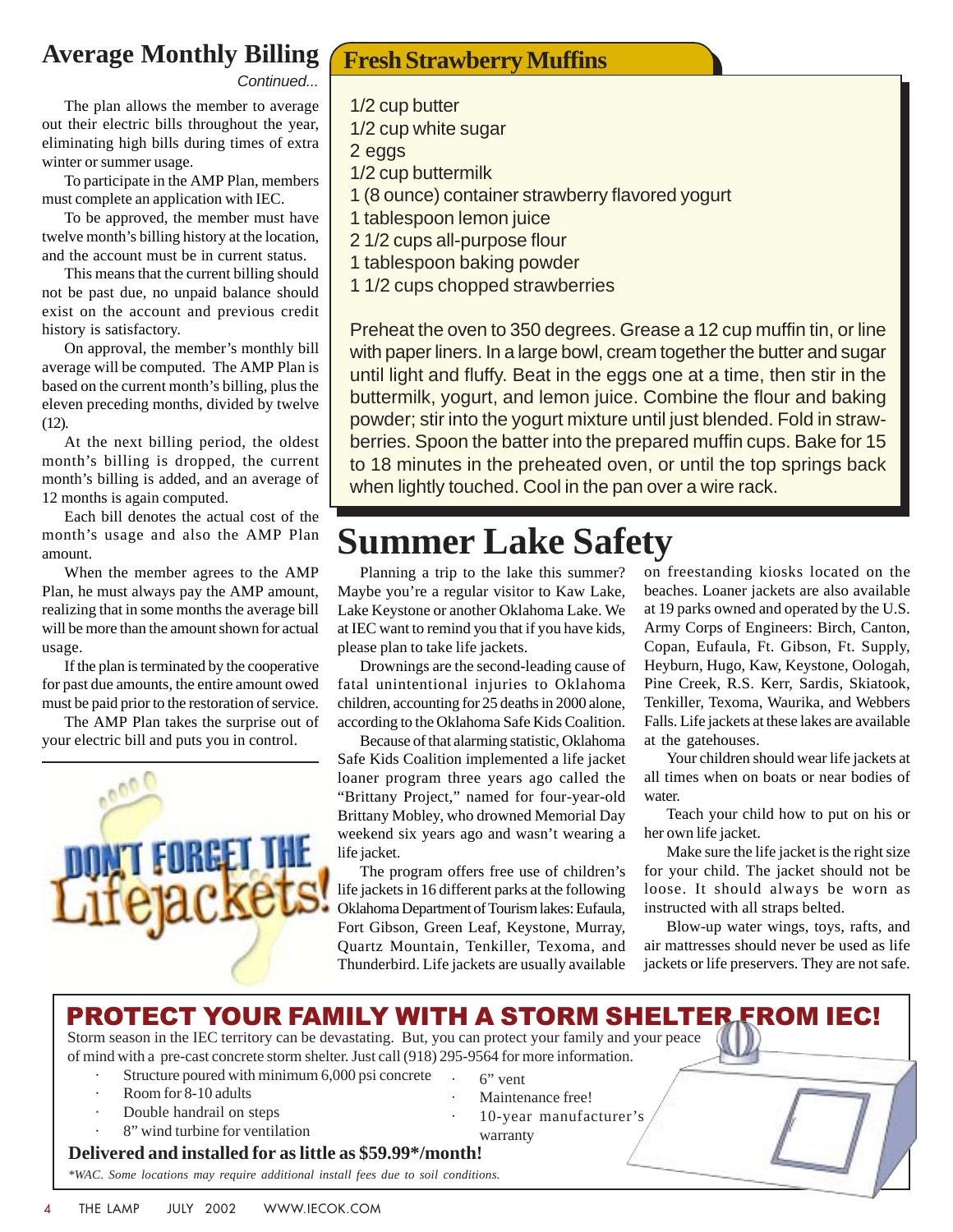## Average Monthly Billing

*Continued...*

The plan allows the member to average out their electric bills throughout the year, eliminating high bills during times of extra winter or summer usage.

To participate in the AMP Plan, members must complete an application with IEC.

To be approved, the member must have twelve month's billing history at the location, and the account must be in current status.

This means that the current billing should not be past due, no unpaid balance should exist on the account and previous credit history is satisfactory.

On approval, the member's monthly bill average will be computed. The AMP Plan is based on the current month's billing, plus the eleven preceding months, divided by twelve (12).

At the next billing period, the oldest month's billing is dropped, the current month's billing is added, and an average of 12 months is again computed.

Each bill denotes the actual cost of the month's usage and also the AMP Plan amount.

When the member agrees to the AMP Plan, he must always pay the AMP amount, realizing that in some months the average bill will be more than the amount shown for actual usage.

If the plan is terminated by the cooperative for past due amounts, the entire amount owed must be paid prior to the restoration of service.

The AMP Plan takes the surprise out of your electric bill and puts you in control.

DON'T FORGET THE Lifejackets!

## Fresh Strawberry Muffins

1/2 cup butter
1/2 cup white sugar
2 eggs
1/2 cup buttermilk
1 (8 ounce) container strawberry flavored yogurt
1 tablespoon lemon juice
2 1/2 cups all-purpose flour
1 tablespoon baking powder
1 1/2 cups chopped strawberries

Preheat the oven to 350 degrees. Grease a 12 cup muffin tin, or line with paper liners. In a large bowl, cream together the butter and sugar until light and fluffy. Beat in the eggs one at a time, then stir in the buttermilk, yogurt, and lemon juice. Combine the flour and baking powder; stir into the yogurt mixture until just blended. Fold in strawberries. Spoon the batter into the prepared muffin cups. Bake for 15 to 18 minutes in the preheated oven, or until the top springs back when lightly touched. Cool in the pan over a wire rack.

# Summer Lake Safety

Planning a trip to the lake this summer? Maybe you're a regular visitor to Kaw Lake, Lake Keystone or another Oklahoma Lake. We at IEC want to remind you that if you have kids, please plan to take life jackets.

Drownings are the second-leading cause of fatal unintentional injuries to Oklahoma children, accounting for 25 deaths in 2000 alone, according to the Oklahoma Safe Kids Coalition.

Because of that alarming statistic, Oklahoma Safe Kids Coalition implemented a life jacket loaner program three years ago called the "Brittany Project," named for four-year-old Brittany Mobley, who drowned Memorial Day weekend six years ago and wasn't wearing a life jacket.

The program offers free use of children's life jackets in 16 different parks at the following Oklahoma Department of Tourism lakes: Eufaula, Fort Gibson, Green Leaf, Keystone, Murray, Quartz Mountain, Tenkiller, Texoma, and Thunderbird. Life jackets are usually available on freestanding kiosks located on the beaches. Loaner jackets are also available at 19 parks owned and operated by the U.S. Army Corps of Engineers: Birch, Canton, Copan, Eufaula, Ft. Gibson, Ft. Supply, Heyburn, Hugo, Kaw, Keystone, Oologah, Pine Creek, R.S. Kerr, Sardis, Skiatook, Tenkiller, Texoma, Waurika, and Webbers Falls. Life jackets at these lakes are available at the gatehouses.

Your children should wear life jackets at all times when on boats or near bodies of water.

Teach your child how to put on his or her own life jacket.

Make sure the life jacket is the right size for your child. The jacket should not be loose. It should always be worn as instructed with all straps belted.

Blow-up water wings, toys, rafts, and air mattresses should never be used as life jackets or life preservers. They are not safe.

## PROTECT YOUR FAMILY WITH A STORM SHELTER FROM IEC!

Storm season in the IEC territory can be devastating. But, you can protect your family and your peace of mind with a pre-cast concrete storm shelter. Just call (918) 295-9564 for more information.

- Structure poured with minimum 6,000 psi concrete
- Room for 8-10 adults
- Double handrail on steps
- 8" wind turbine for ventilation
- 6" vent
- Maintenance free!
- 10-year manufacturer's warranty

**Delivered and installed for as little as $59.99*/month!**

*\*WAC. Some locations may require additional install fees due to soil conditions.*